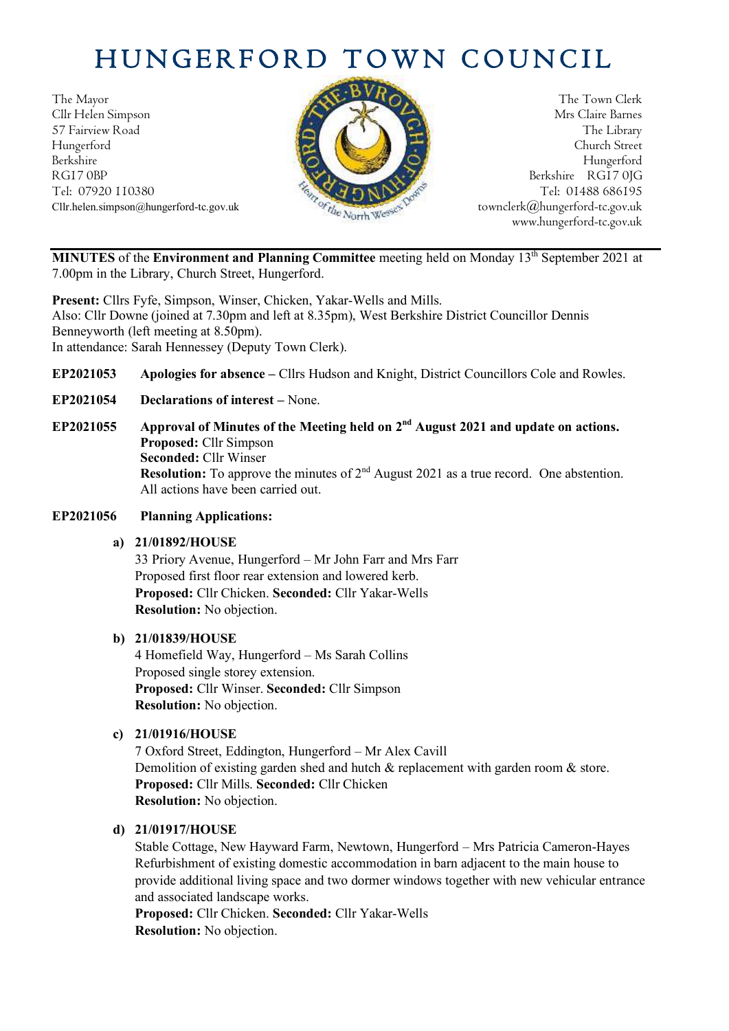# HUNGERFORD TOWN COUNCIL

The Mayor
Cllr Helen Simpson
57 Fairview Road
Hungerford
Berkshire
RG17 0BP
Tel: 07920 110380
Cllr.helen.simpson@hungerford-tc.gov.uk

The Town Clerk
Mrs Claire Barnes
The Library
Church Street
Hungerford
Berkshire RG17 0JG
Tel: 01488 686195
townclerk@hungerford-tc.gov.uk
www.hungerford-tc.gov.uk

---

**MINUTES** of the **Environment and Planning Committee** meeting held on Monday 13th September 2021 at 7.00pm in the Library, Church Street, Hungerford.

**Present:** Cllrs Fyfe, Simpson, Winser, Chicken, Yakar-Wells and Mills.
Also: Cllr Downe (joined at 7.30pm and left at 8.35pm), West Berkshire District Councillor Dennis Benneyworth (left meeting at 8.50pm).
In attendance: Sarah Hennessey (Deputy Town Clerk).

**EP2021053** **Apologies for absence –** Cllrs Hudson and Knight, District Councillors Cole and Rowles.

**EP2021054** **Declarations of interest –** None.

**EP2021055** **Approval of Minutes of the Meeting held on 2nd August 2021 and update on actions.**
**Proposed:** Cllr Simpson
**Seconded:** Cllr Winser
**Resolution:** To approve the minutes of 2nd August 2021 as a true record. One abstention.
All actions have been carried out.

**EP2021056** **Planning Applications:**

**a) 21/01892/HOUSE**
33 Priory Avenue, Hungerford – Mr John Farr and Mrs Farr
Proposed first floor rear extension and lowered kerb.
**Proposed:** Cllr Chicken. **Seconded:** Cllr Yakar-Wells
**Resolution:** No objection.

**b) 21/01839/HOUSE**
4 Homefield Way, Hungerford – Ms Sarah Collins
Proposed single storey extension.
**Proposed:** Cllr Winser. **Seconded:** Cllr Simpson
**Resolution:** No objection.

**c) 21/01916/HOUSE**
7 Oxford Street, Eddington, Hungerford – Mr Alex Cavill
Demolition of existing garden shed and hutch & replacement with garden room & store.
**Proposed:** Cllr Mills. **Seconded:** Cllr Chicken
**Resolution:** No objection.

**d) 21/01917/HOUSE**
Stable Cottage, New Hayward Farm, Newtown, Hungerford – Mrs Patricia Cameron-Hayes
Refurbishment of existing domestic accommodation in barn adjacent to the main house to provide additional living space and two dormer windows together with new vehicular entrance and associated landscape works.
**Proposed:** Cllr Chicken. **Seconded:** Cllr Yakar-Wells
**Resolution:** No objection.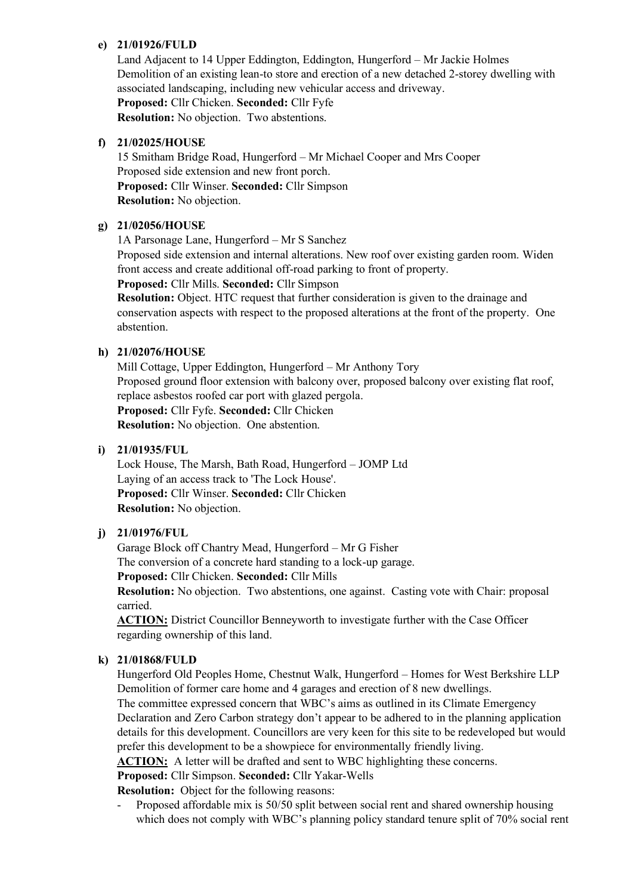**e) 21/01926/FULD**

Land Adjacent to 14 Upper Eddington, Eddington, Hungerford – Mr Jackie Holmes
Demolition of an existing lean-to store and erection of a new detached 2-storey dwelling with associated landscaping, including new vehicular access and driveway.
**Proposed:** Cllr Chicken. **Seconded:** Cllr Fyfe
**Resolution:** No objection. Two abstentions.

**f) 21/02025/HOUSE**

15 Smitham Bridge Road, Hungerford – Mr Michael Cooper and Mrs Cooper
Proposed side extension and new front porch.
**Proposed:** Cllr Winser. **Seconded:** Cllr Simpson
**Resolution:** No objection.

**g) 21/02056/HOUSE**

1A Parsonage Lane, Hungerford – Mr S Sanchez
Proposed side extension and internal alterations. New roof over existing garden room. Widen front access and create additional off-road parking to front of property.
**Proposed:** Cllr Mills. **Seconded:** Cllr Simpson
**Resolution:** Object. HTC request that further consideration is given to the drainage and conservation aspects with respect to the proposed alterations at the front of the property. One abstention.

**h) 21/02076/HOUSE**

Mill Cottage, Upper Eddington, Hungerford – Mr Anthony Tory
Proposed ground floor extension with balcony over, proposed balcony over existing flat roof, replace asbestos roofed car port with glazed pergola.
**Proposed:** Cllr Fyfe. **Seconded:** Cllr Chicken
**Resolution:** No objection. One abstention.

**i) 21/01935/FUL**

Lock House, The Marsh, Bath Road, Hungerford – JOMP Ltd
Laying of an access track to 'The Lock House'.
**Proposed:** Cllr Winser. **Seconded:** Cllr Chicken
**Resolution:** No objection.

**j) 21/01976/FUL**

Garage Block off Chantry Mead, Hungerford – Mr G Fisher
The conversion of a concrete hard standing to a lock-up garage.
**Proposed:** Cllr Chicken. **Seconded:** Cllr Mills
**Resolution:** No objection. Two abstentions, one against. Casting vote with Chair: proposal carried.
**ACTION:** District Councillor Benneyworth to investigate further with the Case Officer regarding ownership of this land.

**k) 21/01868/FULD**

Hungerford Old Peoples Home, Chestnut Walk, Hungerford – Homes for West Berkshire LLP
Demolition of former care home and 4 garages and erection of 8 new dwellings.
The committee expressed concern that WBC's aims as outlined in its Climate Emergency Declaration and Zero Carbon strategy don't appear to be adhered to in the planning application details for this development. Councillors are very keen for this site to be redeveloped but would prefer this development to be a showpiece for environmentally friendly living.
**ACTION:** A letter will be drafted and sent to WBC highlighting these concerns.
**Proposed:** Cllr Simpson. **Seconded:** Cllr Yakar-Wells
**Resolution:** Object for the following reasons:

- Proposed affordable mix is 50/50 split between social rent and shared ownership housing which does not comply with WBC's planning policy standard tenure split of 70% social rent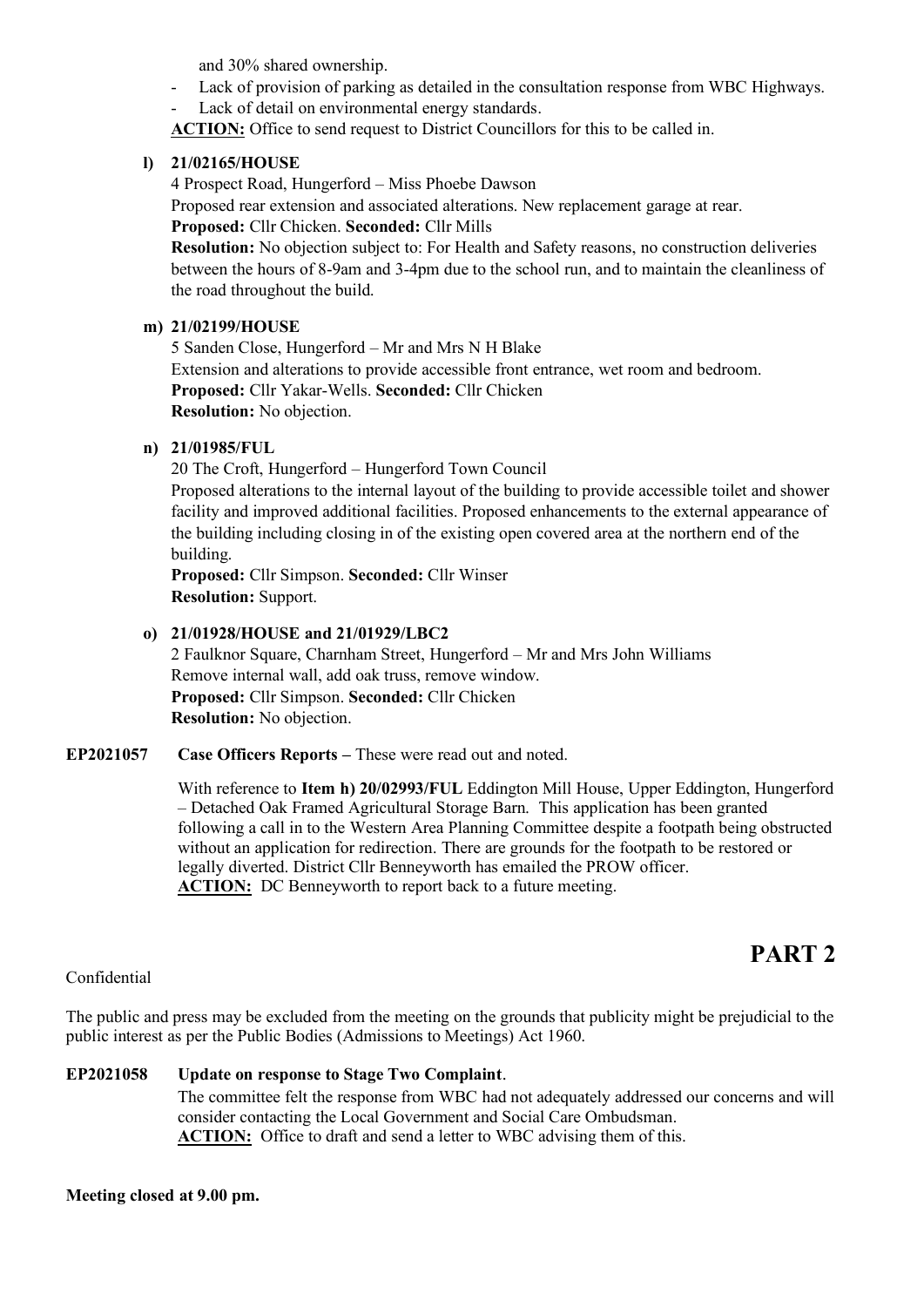and 30% shared ownership.

- Lack of provision of parking as detailed in the consultation response from WBC Highways.
- Lack of detail on environmental energy standards.

**ACTION:** Office to send request to District Councillors for this to be called in.

**l) 21/02165/HOUSE**

4 Prospect Road, Hungerford – Miss Phoebe Dawson
Proposed rear extension and associated alterations. New replacement garage at rear.
**Proposed:** Cllr Chicken. **Seconded:** Cllr Mills
**Resolution:** No objection subject to: For Health and Safety reasons, no construction deliveries between the hours of 8-9am and 3-4pm due to the school run, and to maintain the cleanliness of the road throughout the build.

**m) 21/02199/HOUSE**

5 Sanden Close, Hungerford – Mr and Mrs N H Blake
Extension and alterations to provide accessible front entrance, wet room and bedroom.
**Proposed:** Cllr Yakar-Wells. **Seconded:** Cllr Chicken
**Resolution:** No objection.

**n) 21/01985/FUL**

20 The Croft, Hungerford – Hungerford Town Council
Proposed alterations to the internal layout of the building to provide accessible toilet and shower facility and improved additional facilities. Proposed enhancements to the external appearance of the building including closing in of the existing open covered area at the northern end of the building.
**Proposed:** Cllr Simpson. **Seconded:** Cllr Winser
**Resolution:** Support.

**o) 21/01928/HOUSE and 21/01929/LBC2**

2 Faulknor Square, Charnham Street, Hungerford – Mr and Mrs John Williams
Remove internal wall, add oak truss, remove window.
**Proposed:** Cllr Simpson. **Seconded:** Cllr Chicken
**Resolution:** No objection.

**EP2021057 Case Officers Reports –** These were read out and noted.

With reference to **Item h) 20/02993/FUL** Eddington Mill House, Upper Eddington, Hungerford – Detached Oak Framed Agricultural Storage Barn. This application has been granted following a call in to the Western Area Planning Committee despite a footpath being obstructed without an application for redirection. There are grounds for the footpath to be restored or legally diverted. District Cllr Benneyworth has emailed the PROW officer.
**ACTION:** DC Benneyworth to report back to a future meeting.

# PART 2

Confidential

The public and press may be excluded from the meeting on the grounds that publicity might be prejudicial to the public interest as per the Public Bodies (Admissions to Meetings) Act 1960.

**EP2021058 Update on response to Stage Two Complaint**.

The committee felt the response from WBC had not adequately addressed our concerns and will consider contacting the Local Government and Social Care Ombudsman.
**ACTION:** Office to draft and send a letter to WBC advising them of this.

**Meeting closed at 9.00 pm.**